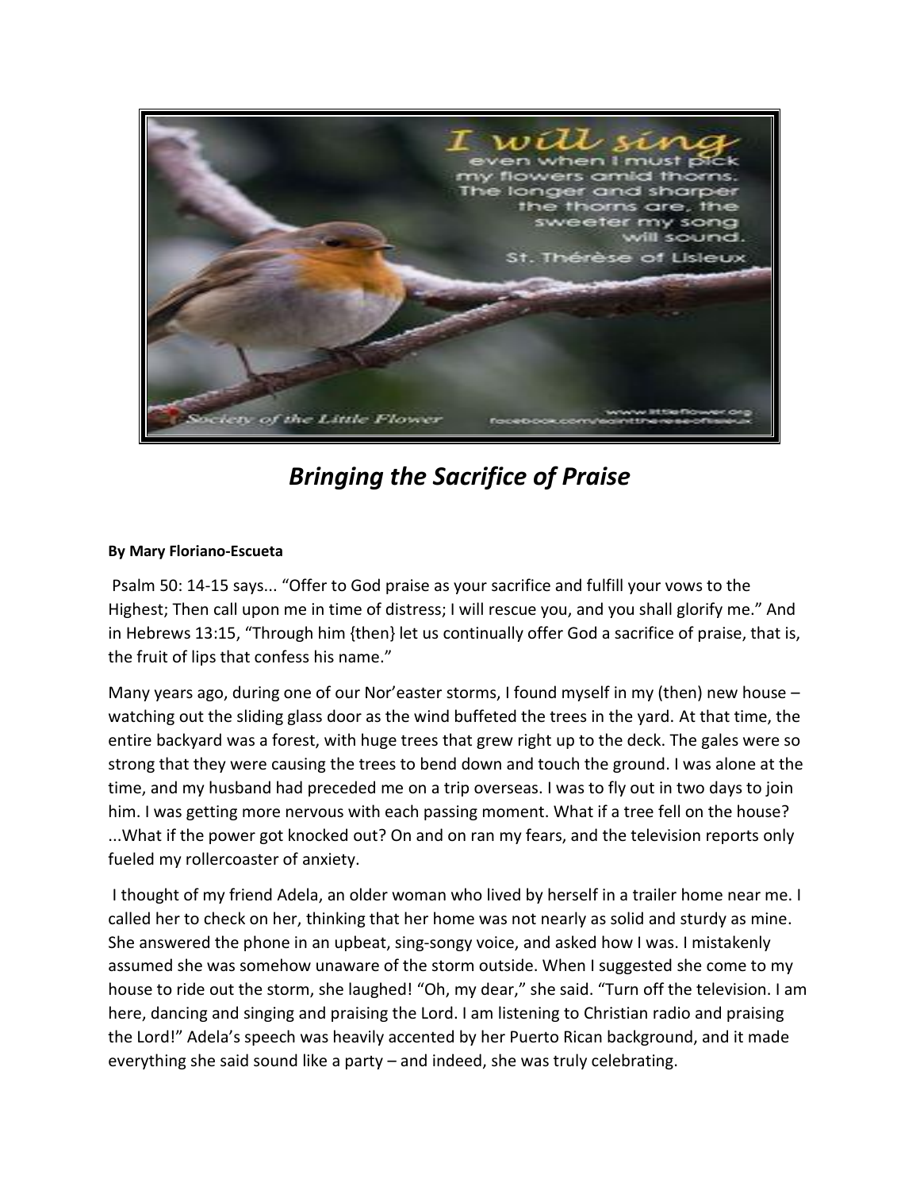# *Bringing the Sacrifice of Praise*

**By Mary Floriano-Escueta**

Psalm 50: 14-15 says... "Offer to God praise as your sacrifice and fulfill your vows to the Highest; Then call upon me in time of distress; I will rescue you, and you shall glorify me." And in Hebrews 13:15, "Through him {then} let us continually offer God a sacrifice of praise, that is, the fruit of lips that confess his name."

Many years ago, during one of our Nor'easter storms, I found myself in my (then) new house – watching out the sliding glass door as the wind buffeted the trees in the yard. At that time, the entire backyard was a forest, with huge trees that grew right up to the deck. The gales were so strong that they were causing the trees to bend down and touch the ground. I was alone at the time, and my husband had preceded me on a trip overseas. I was to fly out in two days to join him. I was getting more nervous with each passing moment. What if a tree fell on the house? ...What if the power got knocked out? On and on ran my fears, and the television reports only fueled my rollercoaster of anxiety.

I thought of my friend Adela, an older woman who lived by herself in a trailer home near me. I called her to check on her, thinking that her home was not nearly as solid and sturdy as mine. She answered the phone in an upbeat, sing-songy voice, and asked how I was. I mistakenly assumed she was somehow unaware of the storm outside. When I suggested she come to my house to ride out the storm, she laughed! "Oh, my dear," she said. "Turn off the television. I am here, dancing and singing and praising the Lord. I am listening to Christian radio and praising the Lord!" Adela's speech was heavily accented by her Puerto Rican background, and it made everything she said sound like a party – and indeed, she was truly celebrating.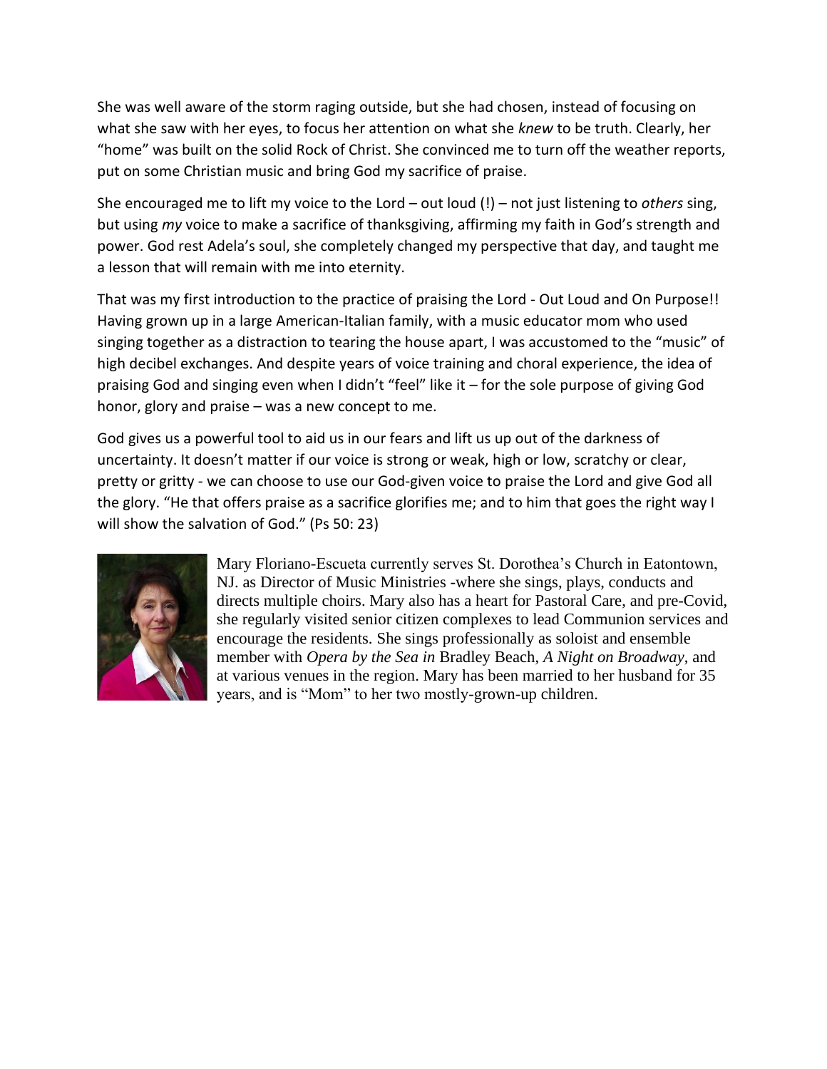She was well aware of the storm raging outside, but she had chosen, instead of focusing on what she saw with her eyes, to focus her attention on what she *knew* to be truth. Clearly, her "home" was built on the solid Rock of Christ. She convinced me to turn off the weather reports, put on some Christian music and bring God my sacrifice of praise.

She encouraged me to lift my voice to the Lord – out loud (!) – not just listening to *others* sing, but using *my* voice to make a sacrifice of thanksgiving, affirming my faith in God's strength and power. God rest Adela's soul, she completely changed my perspective that day, and taught me a lesson that will remain with me into eternity.

That was my first introduction to the practice of praising the Lord - Out Loud and On Purpose!! Having grown up in a large American-Italian family, with a music educator mom who used singing together as a distraction to tearing the house apart, I was accustomed to the "music" of high decibel exchanges. And despite years of voice training and choral experience, the idea of praising God and singing even when I didn't "feel" like it – for the sole purpose of giving God honor, glory and praise – was a new concept to me.

God gives us a powerful tool to aid us in our fears and lift us up out of the darkness of uncertainty. It doesn't matter if our voice is strong or weak, high or low, scratchy or clear, pretty or gritty - we can choose to use our God-given voice to praise the Lord and give God all the glory. "He that offers praise as a sacrifice glorifies me; and to him that goes the right way I will show the salvation of God." (Ps 50: 23)

Mary Floriano-Escueta currently serves St. Dorothea's Church in Eatontown, NJ. as Director of Music Ministries -where she sings, plays, conducts and directs multiple choirs. Mary also has a heart for Pastoral Care, and pre-Covid, she regularly visited senior citizen complexes to lead Communion services and encourage the residents. She sings professionally as soloist and ensemble member with *Opera by the Sea in* Bradley Beach, *A Night on Broadway*, and at various venues in the region. Mary has been married to her husband for 35 years, and is "Mom" to her two mostly-grown-up children.